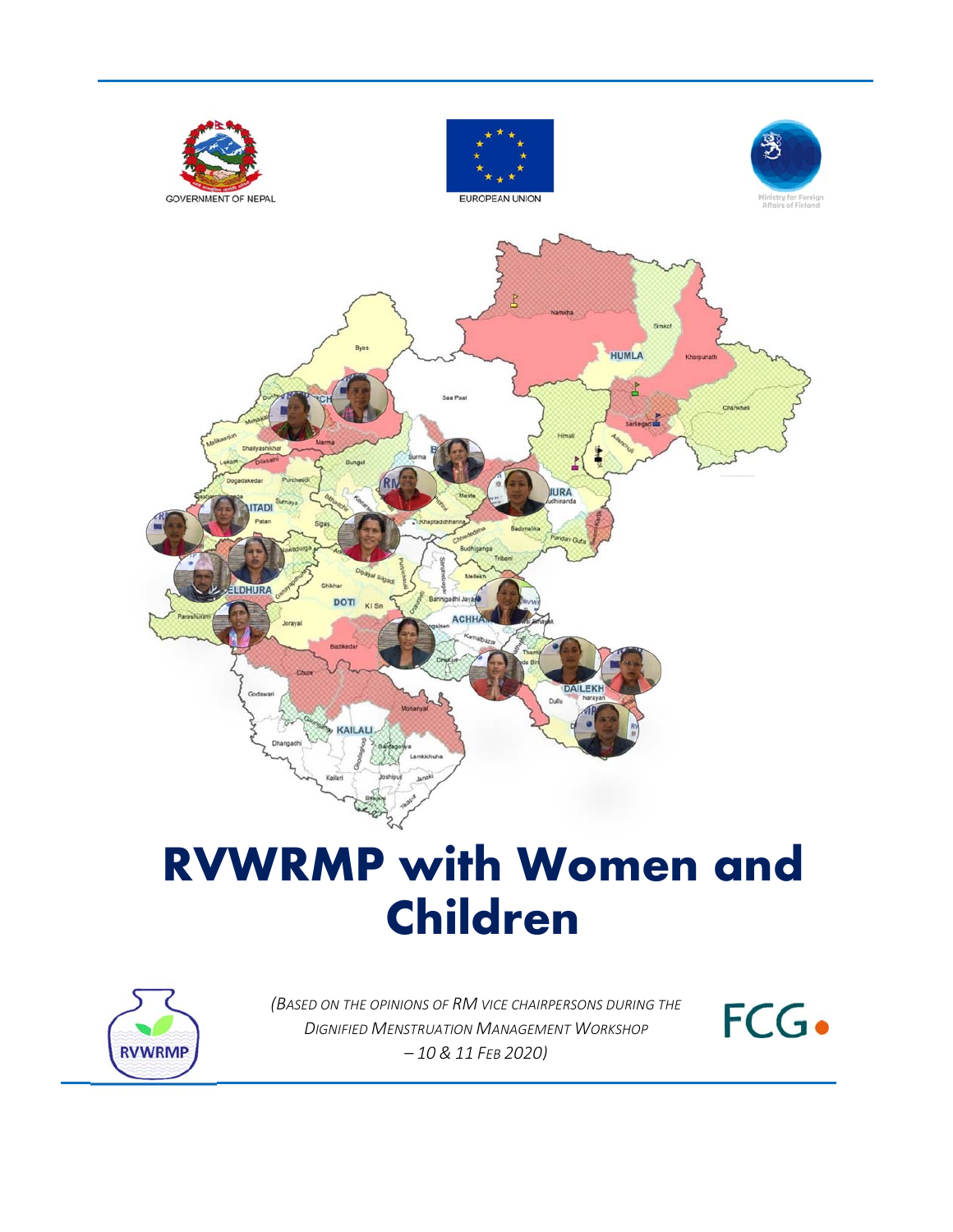GOVERNMENT OF NEPAL

EUROPEAN UNION

Ministry for Foreign Affairs of Finland

# RVWRMP with Women and Children

*(Based on the opinions of RM Vice Chairpersons during the Dignified Menstruation Management Workshop – 10 & 11 Feb 2020)*

RVWRMP

FCG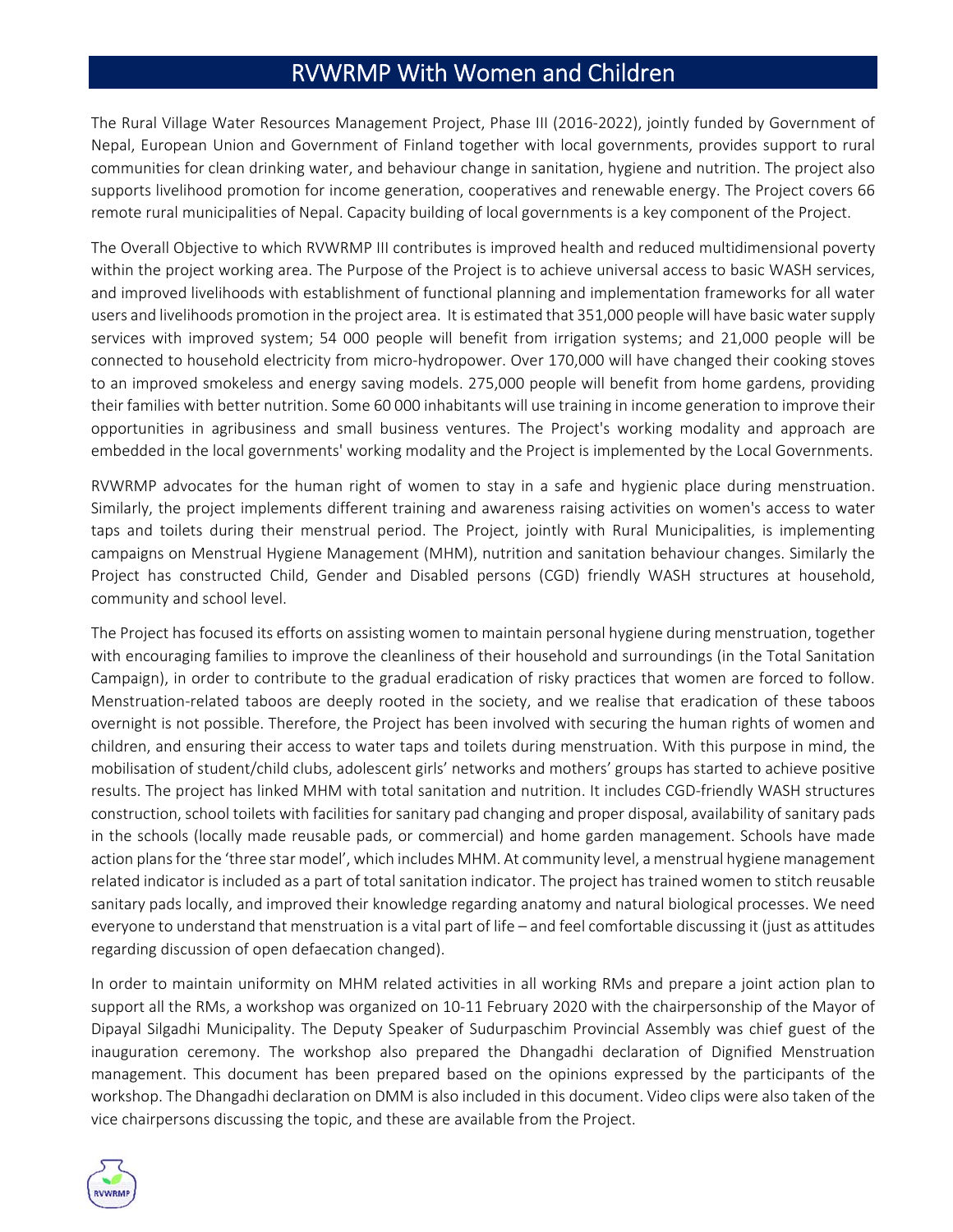# RVWRMP With Women and Children

The Rural Village Water Resources Management Project, Phase III (2016-2022), jointly funded by Government of Nepal, European Union and Government of Finland together with local governments, provides support to rural communities for clean drinking water, and behaviour change in sanitation, hygiene and nutrition. The project also supports livelihood promotion for income generation, cooperatives and renewable energy. The Project covers 66 remote rural municipalities of Nepal. Capacity building of local governments is a key component of the Project.

The Overall Objective to which RVWRMP III contributes is improved health and reduced multidimensional poverty within the project working area. The Purpose of the Project is to achieve universal access to basic WASH services, and improved livelihoods with establishment of functional planning and implementation frameworks for all water users and livelihoods promotion in the project area. It is estimated that 351,000 people will have basic water supply services with improved system; 54 000 people will benefit from irrigation systems; and 21,000 people will be connected to household electricity from micro-hydropower. Over 170,000 will have changed their cooking stoves to an improved smokeless and energy saving models. 275,000 people will benefit from home gardens, providing their families with better nutrition. Some 60 000 inhabitants will use training in income generation to improve their opportunities in agribusiness and small business ventures. The Project's working modality and approach are embedded in the local governments' working modality and the Project is implemented by the Local Governments.

RVWRMP advocates for the human right of women to stay in a safe and hygienic place during menstruation. Similarly, the project implements different training and awareness raising activities on women's access to water taps and toilets during their menstrual period. The Project, jointly with Rural Municipalities, is implementing campaigns on Menstrual Hygiene Management (MHM), nutrition and sanitation behaviour changes. Similarly the Project has constructed Child, Gender and Disabled persons (CGD) friendly WASH structures at household, community and school level.

The Project has focused its efforts on assisting women to maintain personal hygiene during menstruation, together with encouraging families to improve the cleanliness of their household and surroundings (in the Total Sanitation Campaign), in order to contribute to the gradual eradication of risky practices that women are forced to follow. Menstruation-related taboos are deeply rooted in the society, and we realise that eradication of these taboos overnight is not possible. Therefore, the Project has been involved with securing the human rights of women and children, and ensuring their access to water taps and toilets during menstruation. With this purpose in mind, the mobilisation of student/child clubs, adolescent girls' networks and mothers' groups has started to achieve positive results. The project has linked MHM with total sanitation and nutrition. It includes CGD-friendly WASH structures construction, school toilets with facilities for sanitary pad changing and proper disposal, availability of sanitary pads in the schools (locally made reusable pads, or commercial) and home garden management. Schools have made action plans for the 'three star model', which includes MHM. At community level, a menstrual hygiene management related indicator is included as a part of total sanitation indicator. The project has trained women to stitch reusable sanitary pads locally, and improved their knowledge regarding anatomy and natural biological processes. We need everyone to understand that menstruation is a vital part of life – and feel comfortable discussing it (just as attitudes regarding discussion of open defaecation changed).

In order to maintain uniformity on MHM related activities in all working RMs and prepare a joint action plan to support all the RMs, a workshop was organized on 10-11 February 2020 with the chairpersonship of the Mayor of Dipayal Silgadhi Municipality. The Deputy Speaker of Sudurpaschim Provincial Assembly was chief guest of the inauguration ceremony. The workshop also prepared the Dhangadhi declaration of Dignified Menstruation management. This document has been prepared based on the opinions expressed by the participants of the workshop. The Dhangadhi declaration on DMM is also included in this document. Video clips were also taken of the vice chairpersons discussing the topic, and these are available from the Project.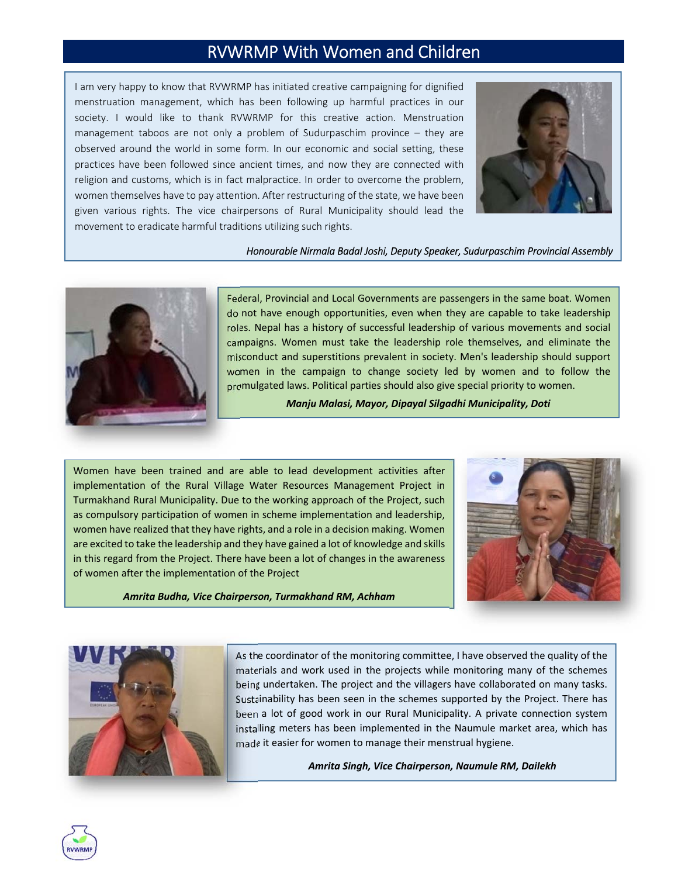# RVWRMP With Women and Children

I am very happy to know that RVWRMP has initiated creative campaigning for dignified menstruation management, which has been following up harmful practices in our society. I would like to thank RVWRMP for this creative action. Menstruation management taboos are not only a problem of Sudurpaschim province – they are observed around the world in some form. In our economic and social setting, these practices have been followed since ancient times, and now they are connected with religion and customs, which is in fact malpractice. In order to overcome the problem, women themselves have to pay attention. After restructuring of the state, we have been given various rights. The vice chairpersons of Rural Municipality should lead the movement to eradicate harmful traditions utilizing such rights.

*Honourable Nirmala Badal Joshi, Deputy Speaker, Sudurpaschim Provincial Assembly*

Federal, Provincial and Local Governments are passengers in the same boat. Women do not have enough opportunities, even when they are capable to take leadership roles. Nepal has a history of successful leadership of various movements and social campaigns. Women must take the leadership role themselves, and eliminate the misconduct and superstitions prevalent in society. Men's leadership should support women in the campaign to change society led by women and to follow the promulgated laws. Political parties should also give special priority to women.

***Manju Malasi, Mayor, Dipayal Silgadhi Municipality, Doti***

Women have been trained and are able to lead development activities after implementation of the Rural Village Water Resources Management Project in Turmakhand Rural Municipality. Due to the working approach of the Project, such as compulsory participation of women in scheme implementation and leadership, women have realized that they have rights, and a role in a decision making. Women are excited to take the leadership and they have gained a lot of knowledge and skills in this regard from the Project. There have been a lot of changes in the awareness of women after the implementation of the Project

***Amrita Budha, Vice Chairperson, Turmakhand RM, Achham***

As the coordinator of the monitoring committee, I have observed the quality of the materials and work used in the projects while monitoring many of the schemes being undertaken. The project and the villagers have collaborated on many tasks. Sustainability has been seen in the schemes supported by the Project. There has been a lot of good work in our Rural Municipality. A private connection system installing meters has been implemented in the Naumule market area, which has made it easier for women to manage their menstrual hygiene.

***Amrita Singh, Vice Chairperson, Naumule RM, Dailekh***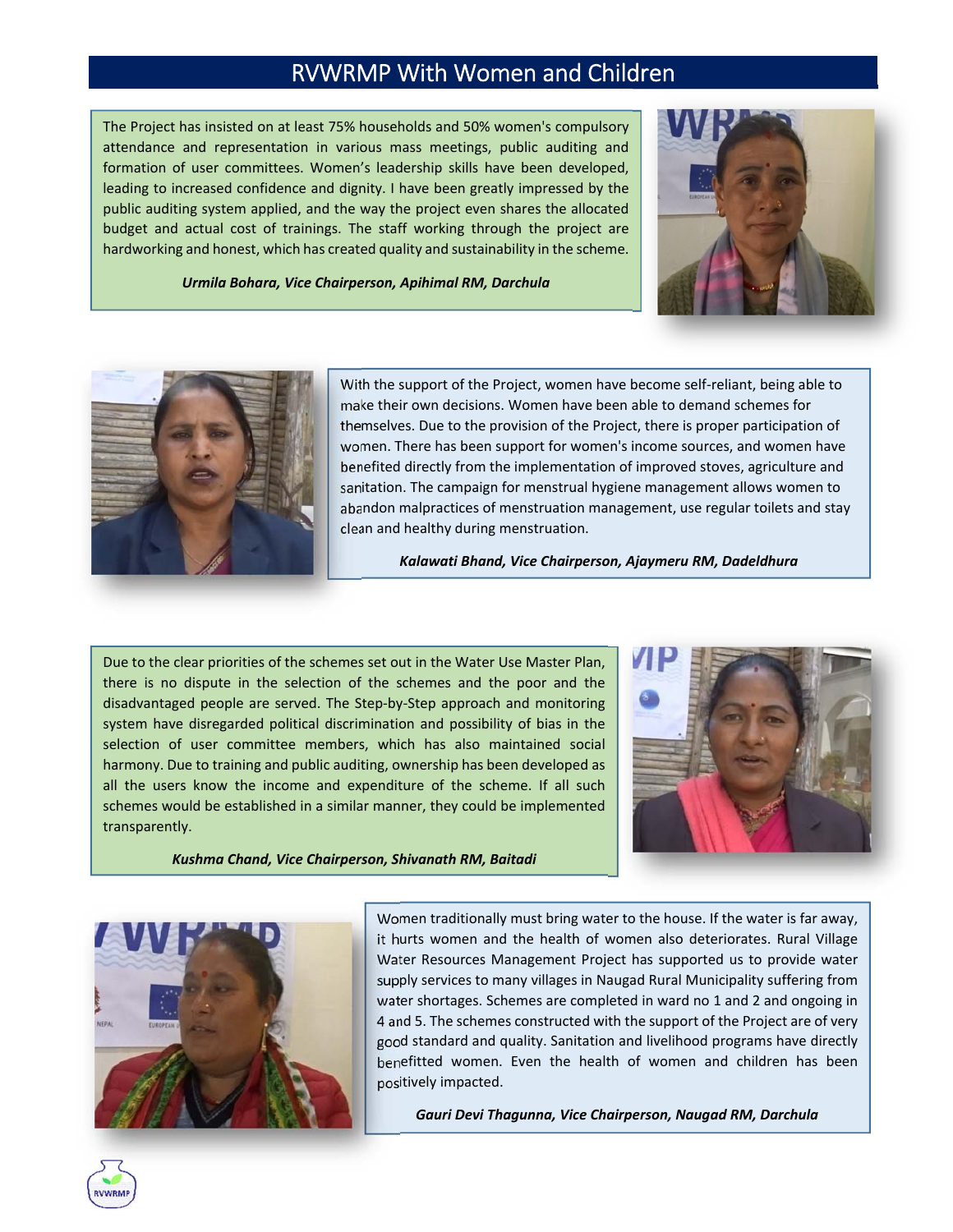# RVWRMP With Women and Children

The Project has insisted on at least 75% households and 50% women's compulsory attendance and representation in various mass meetings, public auditing and formation of user committees. Women's leadership skills have been developed, leading to increased confidence and dignity. I have been greatly impressed by the public auditing system applied, and the way the project even shares the allocated budget and actual cost of trainings. The staff working through the project are hardworking and honest, which has created quality and sustainability in the scheme.

***Urmila Bohara, Vice Chairperson, Apihimal RM, Darchula***

With the support of the Project, women have become self-reliant, being able to make their own decisions. Women have been able to demand schemes for themselves. Due to the provision of the Project, there is proper participation of women. There has been support for women's income sources, and women have benefited directly from the implementation of improved stoves, agriculture and sanitation. The campaign for menstrual hygiene management allows women to abandon malpractices of menstruation management, use regular toilets and stay clean and healthy during menstruation.

***Kalawati Bhand, Vice Chairperson, Ajaymeru RM, Dadeldhura***

Due to the clear priorities of the schemes set out in the Water Use Master Plan, there is no dispute in the selection of the schemes and the poor and the disadvantaged people are served. The Step-by-Step approach and monitoring system have disregarded political discrimination and possibility of bias in the selection of user committee members, which has also maintained social harmony. Due to training and public auditing, ownership has been developed as all the users know the income and expenditure of the scheme. If all such schemes would be established in a similar manner, they could be implemented transparently.

***Kushma Chand, Vice Chairperson, Shivanath RM, Baitadi***

Women traditionally must bring water to the house. If the water is far away, it hurts women and the health of women also deteriorates. Rural Village Water Resources Management Project has supported us to provide water supply services to many villages in Naugad Rural Municipality suffering from water shortages. Schemes are completed in ward no 1 and 2 and ongoing in 4 and 5. The schemes constructed with the support of the Project are of very good standard and quality. Sanitation and livelihood programs have directly benefitted women. Even the health of women and children has been positively impacted.

***Gauri Devi Thagunna, Vice Chairperson, Naugad RM, Darchula***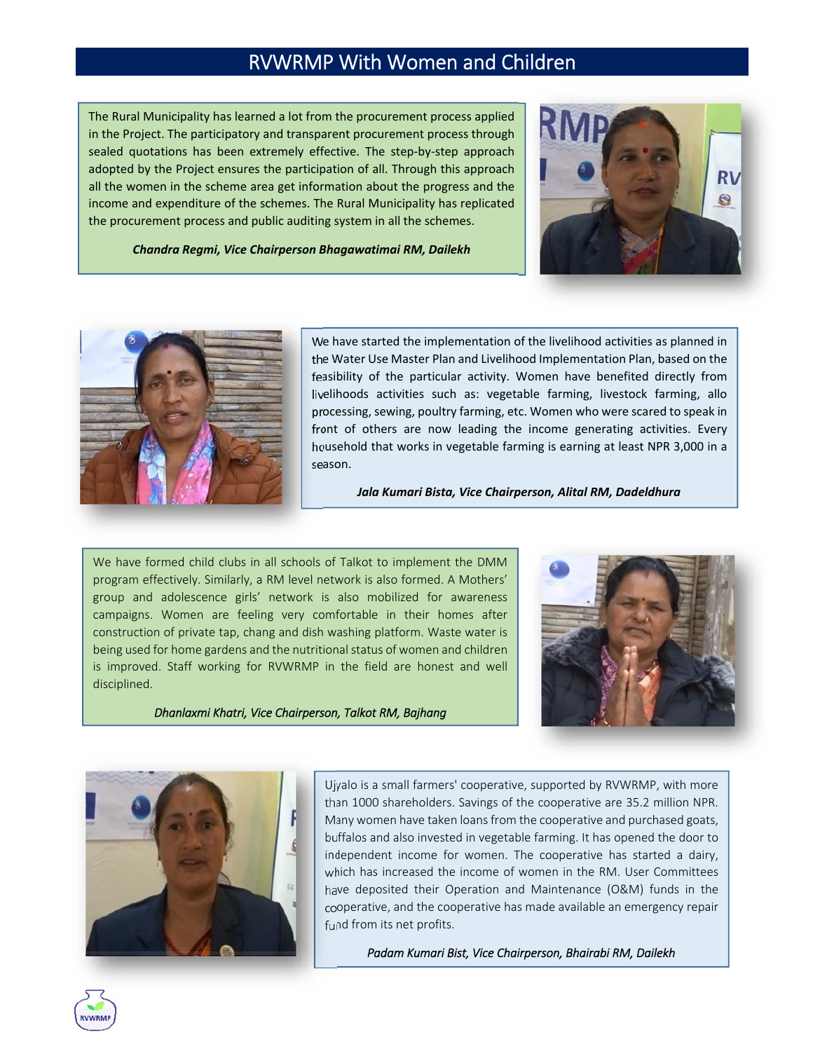# RVWRMP With Women and Children

The Rural Municipality has learned a lot from the procurement process applied in the Project. The participatory and transparent procurement process through sealed quotations has been extremely effective. The step-by-step approach adopted by the Project ensures the participation of all. Through this approach all the women in the scheme area get information about the progress and the income and expenditure of the schemes. The Rural Municipality has replicated the procurement process and public auditing system in all the schemes.

***Chandra Regmi, Vice Chairperson Bhagawatimai RM, Dailekh***

We have started the implementation of the livelihood activities as planned in the Water Use Master Plan and Livelihood Implementation Plan, based on the feasibility of the particular activity. Women have benefited directly from livelihoods activities such as: vegetable farming, livestock farming, allo processing, sewing, poultry farming, etc. Women who were scared to speak in front of others are now leading the income generating activities. Every household that works in vegetable farming is earning at least NPR 3,000 in a season.

***Jala Kumari Bista, Vice Chairperson, Alital RM, Dadeldhura***

We have formed child clubs in all schools of Talkot to implement the DMM program effectively. Similarly, a RM level network is also formed. A Mothers' group and adolescence girls' network is also mobilized for awareness campaigns. Women are feeling very comfortable in their homes after construction of private tap, chang and dish washing platform. Waste water is being used for home gardens and the nutritional status of women and children is improved. Staff working for RVWRMP in the field are honest and well disciplined.

***Dhanlaxmi Khatri, Vice Chairperson, Talkot RM, Bajhang***

Ujyalo is a small farmers' cooperative, supported by RVWRMP, with more than 1000 shareholders. Savings of the cooperative are 35.2 million NPR. Many women have taken loans from the cooperative and purchased goats, buffalos and also invested in vegetable farming. It has opened the door to independent income for women. The cooperative has started a dairy, which has increased the income of women in the RM. User Committees have deposited their Operation and Maintenance (O&M) funds in the cooperative, and the cooperative has made available an emergency repair fund from its net profits.

***Padam Kumari Bist, Vice Chairperson, Bhairabi RM, Dailekh***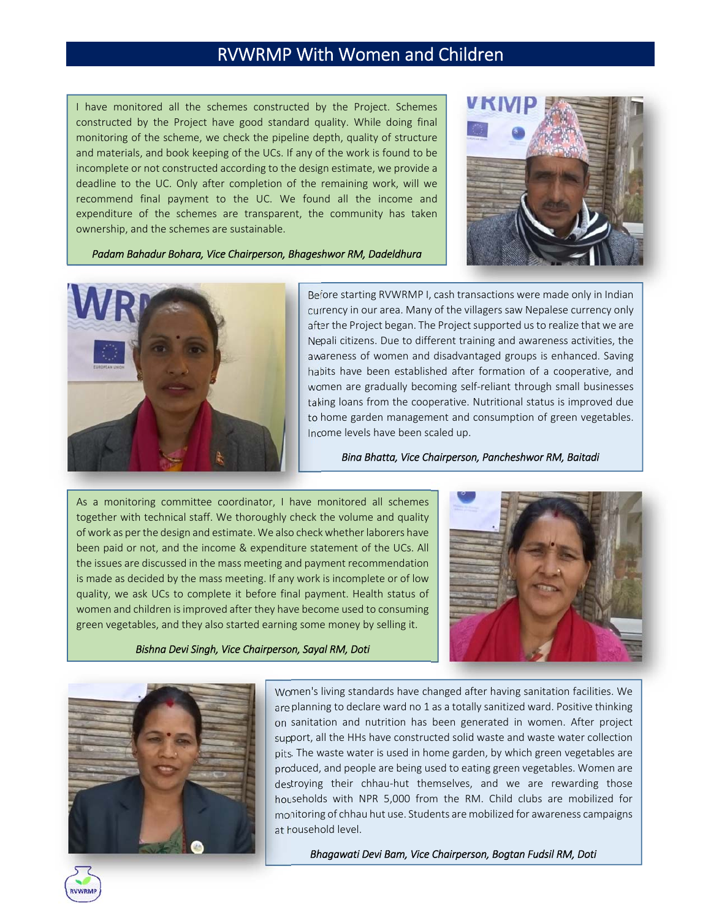# RVWRMP With Women and Children

I have monitored all the schemes constructed by the Project. Schemes constructed by the Project have good standard quality. While doing final monitoring of the scheme, we check the pipeline depth, quality of structure and materials, and book keeping of the UCs. If any of the work is found to be incomplete or not constructed according to the design estimate, we provide a deadline to the UC. Only after completion of the remaining work, will we recommend final payment to the UC. We found all the income and expenditure of the schemes are transparent, the community has taken ownership, and the schemes are sustainable.

*Padam Bahadur Bohara, Vice Chairperson, Bhageshwor RM, Dadeldhura*

Before starting RVWRMP I, cash transactions were made only in Indian currency in our area. Many of the villagers saw Nepalese currency only after the Project began. The Project supported us to realize that we are Nepali citizens. Due to different training and awareness activities, the awareness of women and disadvantaged groups is enhanced. Saving habits have been established after formation of a cooperative, and women are gradually becoming self-reliant through small businesses taking loans from the cooperative. Nutritional status is improved due to home garden management and consumption of green vegetables. Income levels have been scaled up.

*Bina Bhatta, Vice Chairperson, Pancheshwor RM, Baitadi*

As a monitoring committee coordinator, I have monitored all schemes together with technical staff. We thoroughly check the volume and quality of work as per the design and estimate. We also check whether laborers have been paid or not, and the income & expenditure statement of the UCs. All the issues are discussed in the mass meeting and payment recommendation is made as decided by the mass meeting. If any work is incomplete or of low quality, we ask UCs to complete it before final payment. Health status of women and children is improved after they have become used to consuming green vegetables, and they also started earning some money by selling it.

*Bishna Devi Singh, Vice Chairperson, Sayal RM, Doti*

Women's living standards have changed after having sanitation facilities. We are planning to declare ward no 1 as a totally sanitized ward. Positive thinking on sanitation and nutrition has been generated in women. After project support, all the HHs have constructed solid waste and waste water collection pits. The waste water is used in home garden, by which green vegetables are produced, and people are being used to eating green vegetables. Women are destroying their chhau-hut themselves, and we are rewarding those households with NPR 5,000 from the RM. Child clubs are mobilized for monitoring of chhau hut use. Students are mobilized for awareness campaigns at household level.

*Bhagawati Devi Bam, Vice Chairperson, Bogtan Fudsil RM, Doti*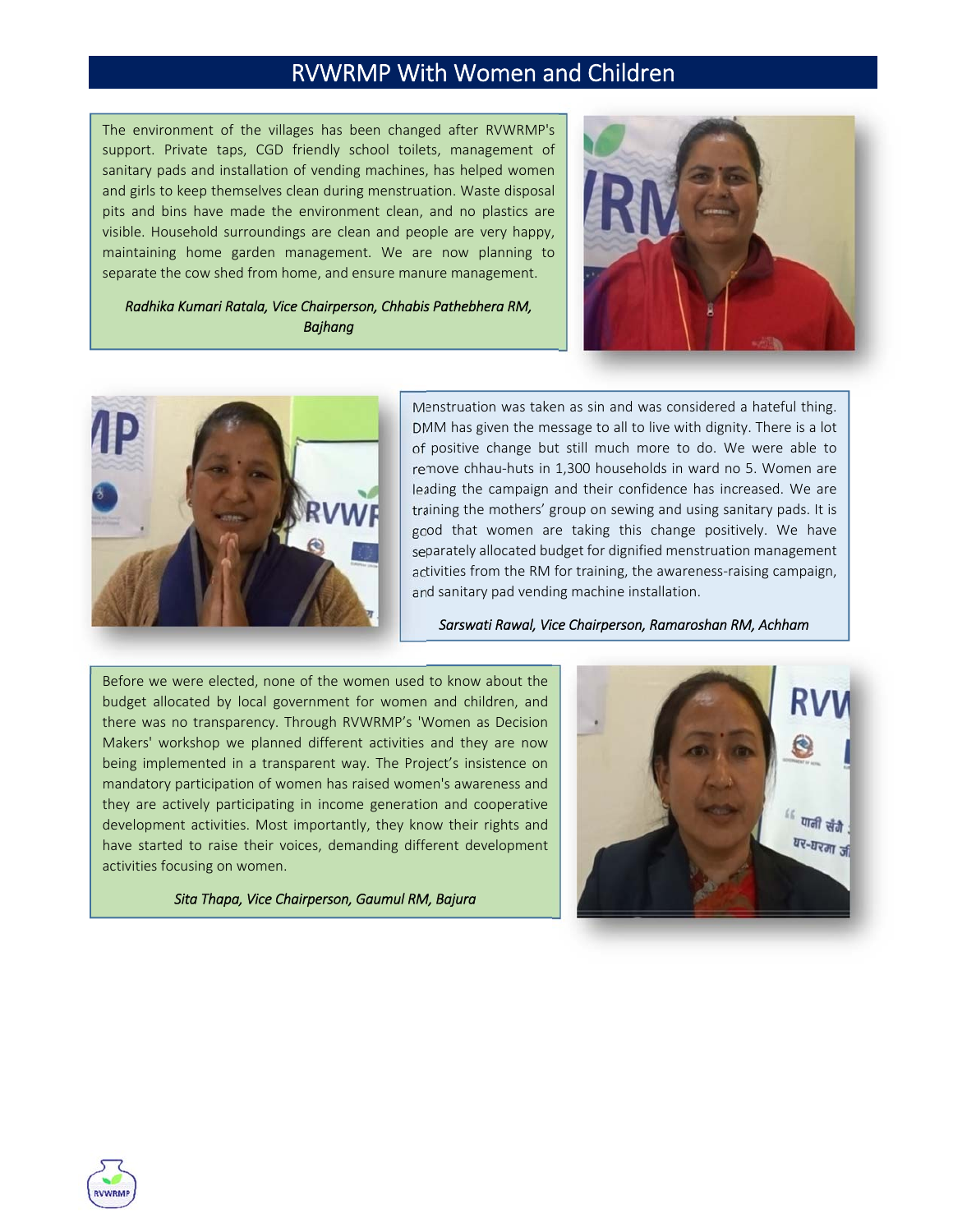# RVWRMP With Women and Children

The environment of the villages has been changed after RVWRMP's support. Private taps, CGD friendly school toilets, management of sanitary pads and installation of vending machines, has helped women and girls to keep themselves clean during menstruation. Waste disposal pits and bins have made the environment clean, and no plastics are visible. Household surroundings are clean and people are very happy, maintaining home garden management. We are now planning to separate the cow shed from home, and ensure manure management.

*Radhika Kumari Ratala, Vice Chairperson, Chhabis Pathebhera RM, Bajhang*

Menstruation was taken as sin and was considered a hateful thing. DMM has given the message to all to live with dignity. There is a lot of positive change but still much more to do. We were able to remove chhau-huts in 1,300 households in ward no 5. Women are leading the campaign and their confidence has increased. We are training the mothers' group on sewing and using sanitary pads. It is good that women are taking this change positively. We have separately allocated budget for dignified menstruation management activities from the RM for training, the awareness-raising campaign, and sanitary pad vending machine installation.

*Sarswati Rawal, Vice Chairperson, Ramaroshan RM, Achham*

Before we were elected, none of the women used to know about the budget allocated by local government for women and children, and there was no transparency. Through RVWRMP's 'Women as Decision Makers' workshop we planned different activities and they are now being implemented in a transparent way. The Project's insistence on mandatory participation of women has raised women's awareness and they are actively participating in income generation and cooperative development activities. Most importantly, they know their rights and have started to raise their voices, demanding different development activities focusing on women.

*Sita Thapa, Vice Chairperson, Gaumul RM, Bajura*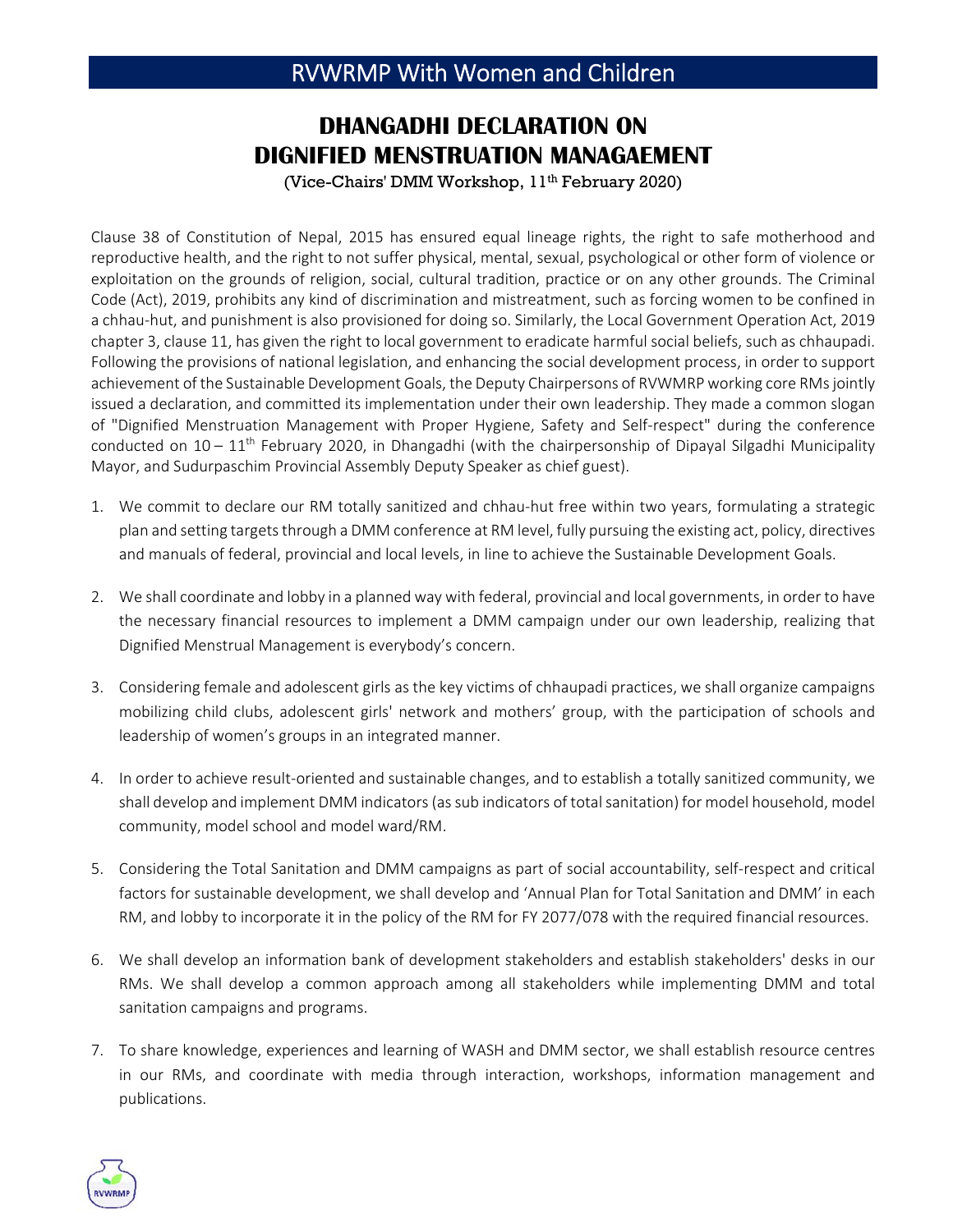# DHANGADHI DECLARATION ON DIGNIFIED MENSTRUATION MANAGAEMENT

(Vice-Chairs' DMM Workshop, 11th February 2020)

Clause 38 of Constitution of Nepal, 2015 has ensured equal lineage rights, the right to safe motherhood and reproductive health, and the right to not suffer physical, mental, sexual, psychological or other form of violence or exploitation on the grounds of religion, social, cultural tradition, practice or on any other grounds. The Criminal Code (Act), 2019, prohibits any kind of discrimination and mistreatment, such as forcing women to be confined in a chhau-hut, and punishment is also provisioned for doing so. Similarly, the Local Government Operation Act, 2019 chapter 3, clause 11, has given the right to local government to eradicate harmful social beliefs, such as chhaupadi. Following the provisions of national legislation, and enhancing the social development process, in order to support achievement of the Sustainable Development Goals, the Deputy Chairpersons of RVWMRP working core RMs jointly issued a declaration, and committed its implementation under their own leadership. They made a common slogan of "Dignified Menstruation Management with Proper Hygiene, Safety and Self-respect" during the conference conducted on 10 – 11th February 2020, in Dhangadhi (with the chairpersonship of Dipayal Silgadhi Municipality Mayor, and Sudurpaschim Provincial Assembly Deputy Speaker as chief guest).

1. We commit to declare our RM totally sanitized and chhau-hut free within two years, formulating a strategic plan and setting targets through a DMM conference at RM level, fully pursuing the existing act, policy, directives and manuals of federal, provincial and local levels, in line to achieve the Sustainable Development Goals.

2. We shall coordinate and lobby in a planned way with federal, provincial and local governments, in order to have the necessary financial resources to implement a DMM campaign under our own leadership, realizing that Dignified Menstrual Management is everybody's concern.

3. Considering female and adolescent girls as the key victims of chhaupadi practices, we shall organize campaigns mobilizing child clubs, adolescent girls' network and mothers' group, with the participation of schools and leadership of women's groups in an integrated manner.

4. In order to achieve result-oriented and sustainable changes, and to establish a totally sanitized community, we shall develop and implement DMM indicators (as sub indicators of total sanitation) for model household, model community, model school and model ward/RM.

5. Considering the Total Sanitation and DMM campaigns as part of social accountability, self-respect and critical factors for sustainable development, we shall develop and 'Annual Plan for Total Sanitation and DMM' in each RM, and lobby to incorporate it in the policy of the RM for FY 2077/078 with the required financial resources.

6. We shall develop an information bank of development stakeholders and establish stakeholders' desks in our RMs. We shall develop a common approach among all stakeholders while implementing DMM and total sanitation campaigns and programs.

7. To share knowledge, experiences and learning of WASH and DMM sector, we shall establish resource centres in our RMs, and coordinate with media through interaction, workshops, information management and publications.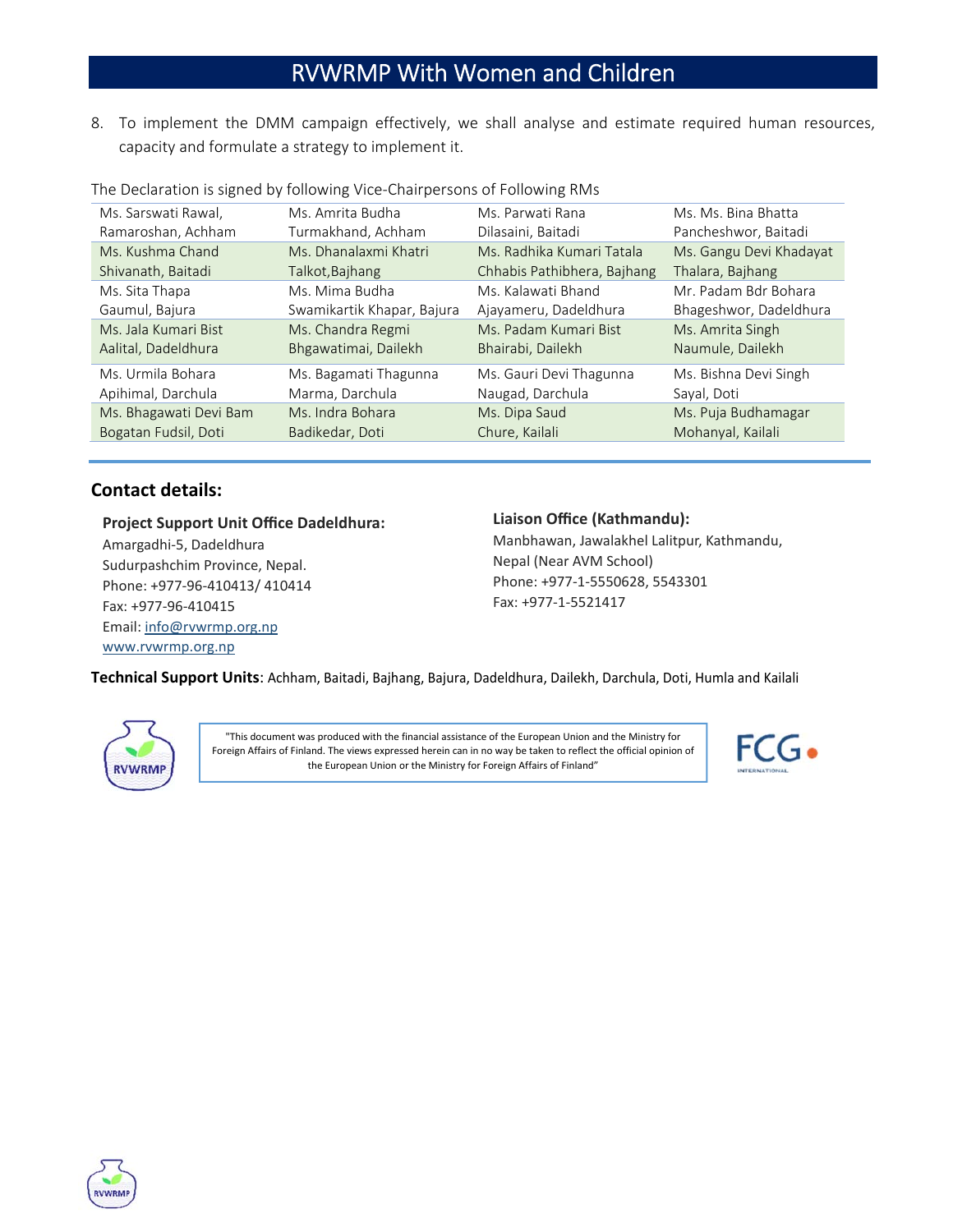# RVWRMP With Women and Children

8. To implement the DMM campaign effectively, we shall analyse and estimate required human resources, capacity and formulate a strategy to implement it.

The Declaration is signed by following Vice-Chairpersons of Following RMs

| | | | |
|---|---|---|---|
| Ms. Sarswati Rawal, Ramaroshan, Achham | Ms. Amrita Budha Turmakhand, Achham | Ms. Parwati Rana Dilasaini, Baitadi | Ms. Ms. Bina Bhatta Pancheshwor, Baitadi |
| Ms. Kushma Chand Shivanath, Baitadi | Ms. Dhanalaxmi Khatri Talkot,Bajhang | Ms. Radhika Kumari Tatala Chhabis Pathibhera, Bajhang | Ms. Gangu Devi Khadayat Thalara, Bajhang |
| Ms. Sita Thapa Gaumul, Bajura | Ms. Mima Budha Swamikartik Khapar, Bajura | Ms. Kalawati Bhand Ajayameru, Dadeldhura | Mr. Padam Bdr Bohara Bhageshwor, Dadeldhura |
| Ms. Jala Kumari Bist Aalital, Dadeldhura | Ms. Chandra Regmi Bhgawatimai, Dailekh | Ms. Padam Kumari Bist Bhairabi, Dailekh | Ms. Amrita Singh Naumule, Dailekh |
| Ms. Urmila Bohara Apihimal, Darchula | Ms. Bagamati Thagunna Marma, Darchula | Ms. Gauri Devi Thagunna Naugad, Darchula | Ms. Bishna Devi Singh Sayal, Doti |
| Ms. Bhagawati Devi Bam Bogatan Fudsil, Doti | Ms. Indra Bohara Badikedar, Doti | Ms. Dipa Saud Chure, Kailali | Ms. Puja Budhamagar Mohanyal, Kailali |

## Contact details:

**Project Support Unit Office Dadeldhura:**
Amargadhi-5, Dadeldhura
Sudurpashchim Province, Nepal.
Phone: +977-96-410413/ 410414
Fax: +977-96-410415
Email: info@rvwrmp.org.np
www.rvwrmp.org.np

**Liaison Office (Kathmandu):**
Manbhawan, Jawalakhel Lalitpur, Kathmandu, Nepal (Near AVM School)
Phone: +977-1-5550628, 5543301
Fax: +977-1-5521417

**Technical Support Units**: Achham, Baitadi, Bajhang, Bajura, Dadeldhura, Dailekh, Darchula, Doti, Humla and Kailali

"This document was produced with the financial assistance of the European Union and the Ministry for Foreign Affairs of Finland. The views expressed herein can in no way be taken to reflect the official opinion of the European Union or the Ministry for Foreign Affairs of Finland"